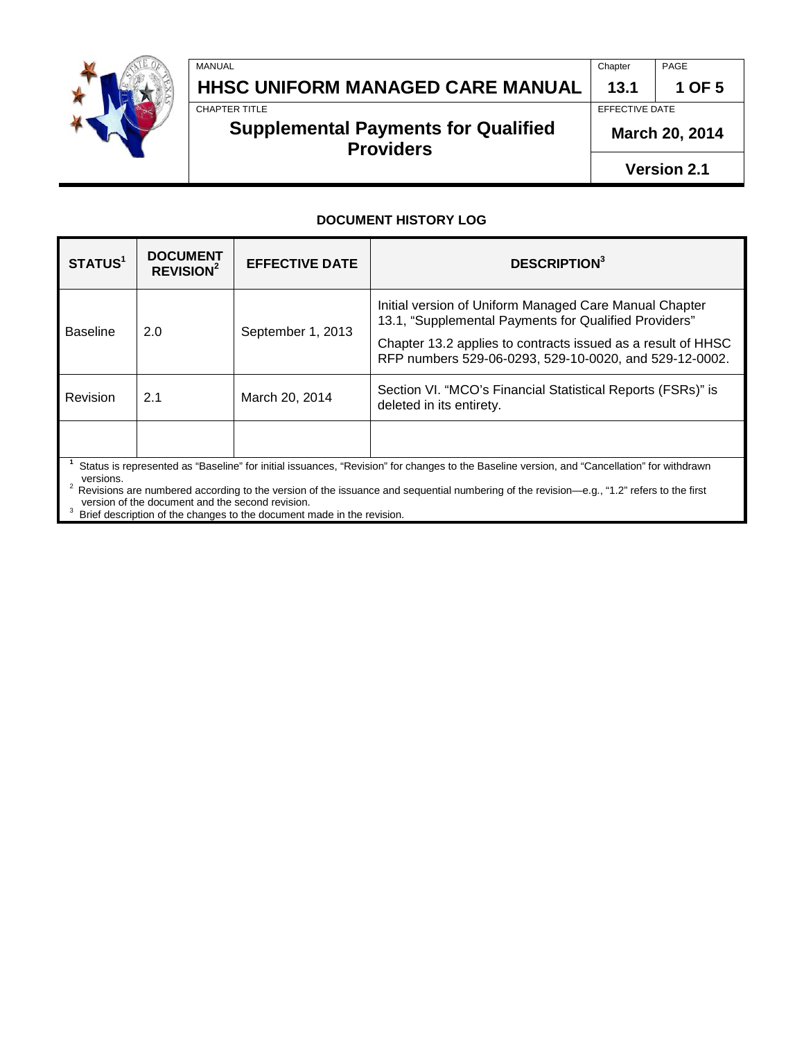# HHSC UNIFORM MANAGED CARE MANUAL

Chapter 13.1

## Supplemental Payments for Qualified Providers

EFFECTIVE DATE: March 20, 2014

Version 2.1

### DOCUMENT HISTORY LOG

| STATUS[1] | DOCUMENT REVISION[2] | EFFECTIVE DATE | DESCRIPTION[3] |
|---|---|---|---|
| Baseline | 2.0 | September 1, 2013 | Initial version of Uniform Managed Care Manual Chapter 13.1, "Supplemental Payments for Qualified Providers"<br><br>Chapter 13.2 applies to contracts issued as a result of HHSC RFP numbers 529-06-0293, 529-10-0020, and 529-12-0002. |
| Revision | 2.1 | March 20, 2014 | Section VI. "MCO's Financial Statistical Reports (FSRs)" is deleted in its entirety. |
| | | | |

[1] Status is represented as "Baseline" for initial issuances, "Revision" for changes to the Baseline version, and "Cancellation" for withdrawn versions.

[2] Revisions are numbered according to the version of the issuance and sequential numbering of the revision—e.g., "1.2" refers to the first version of the document and the second revision.

[3] Brief description of the changes to the document made in the revision.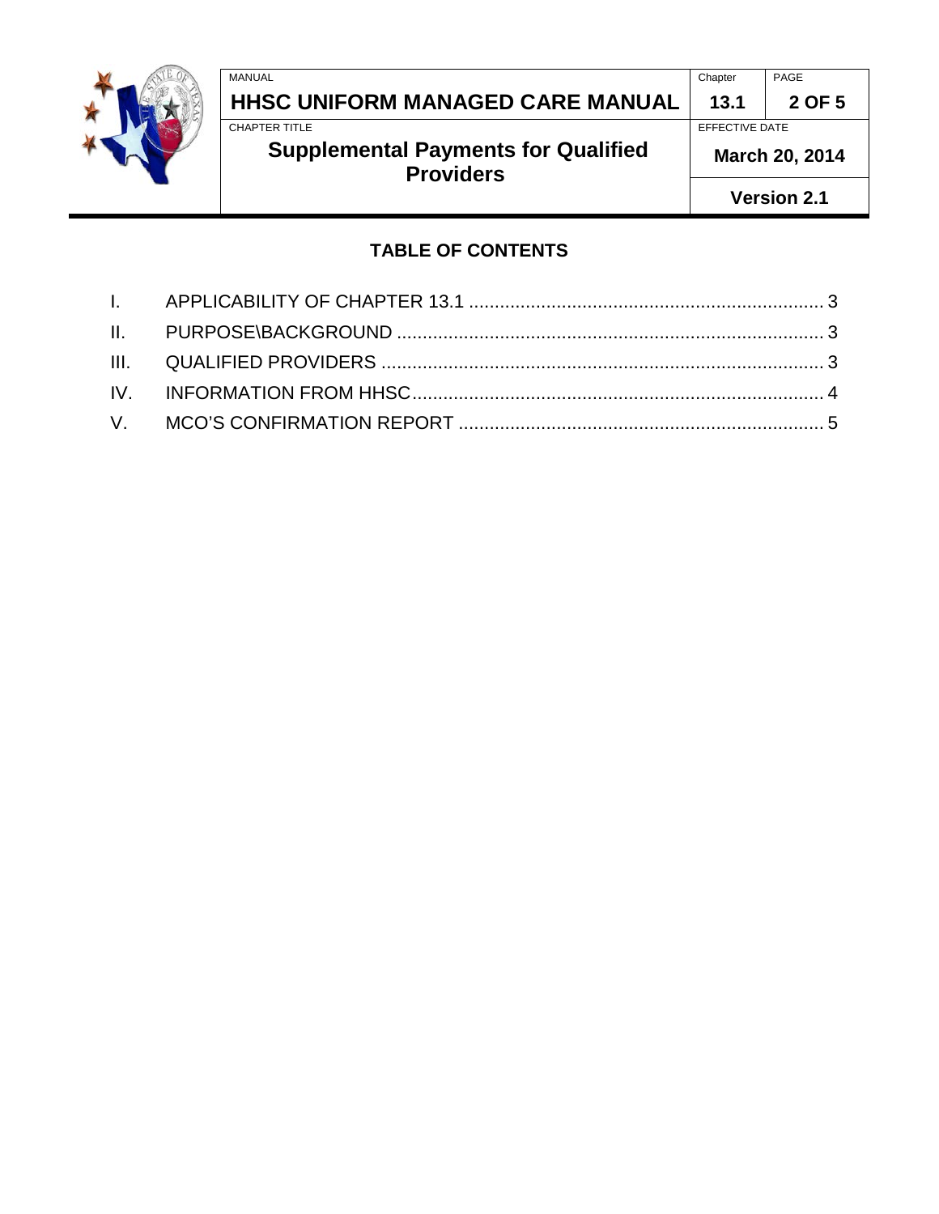## TABLE OF CONTENTS

I. APPLICABILITY OF CHAPTER 13.1 ..................................................................... 3

II. PURPOSE\BACKGROUND .................................................................................. 3

III. QUALIFIED PROVIDERS ..................................................................................... 3

IV. INFORMATION FROM HHSC................................................................................ 4

V. MCO'S CONFIRMATION REPORT ...................................................................... 5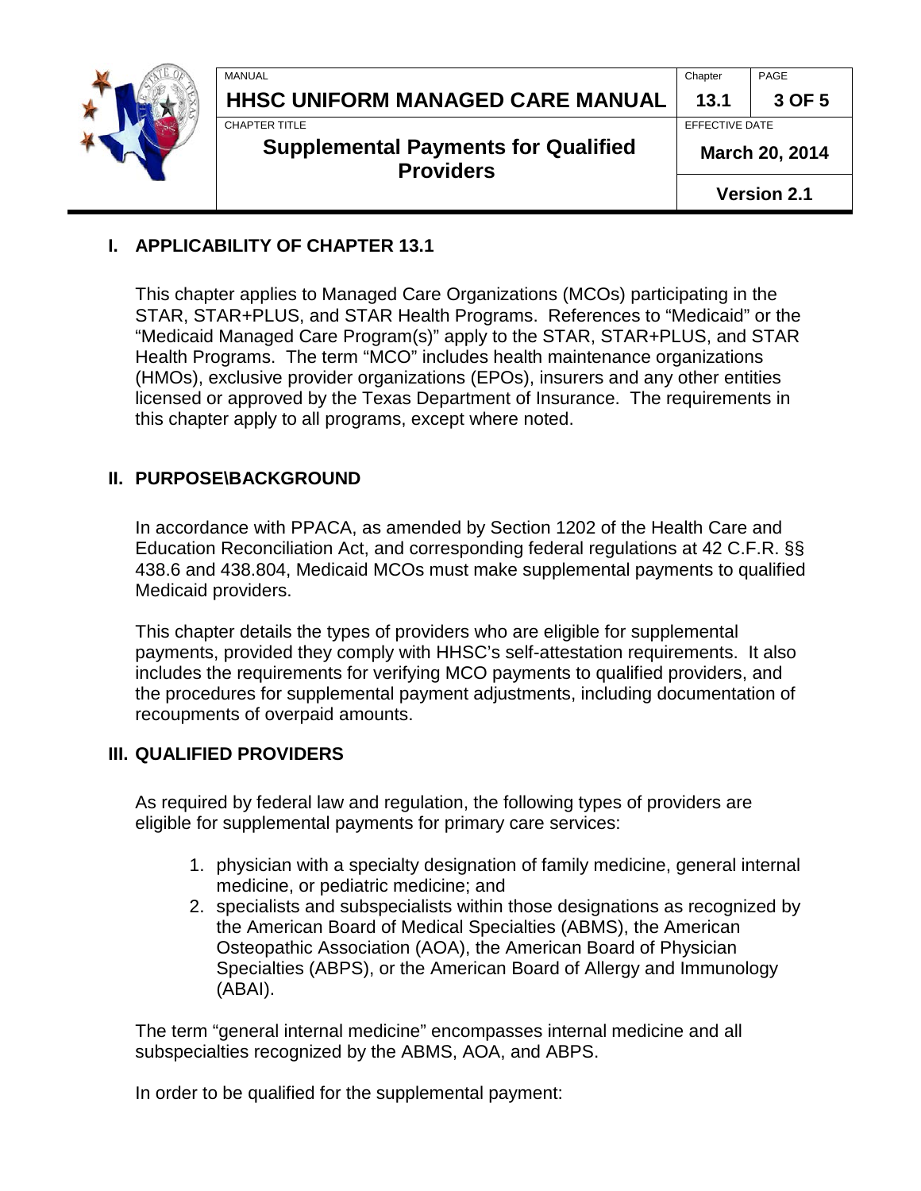## I. APPLICABILITY OF CHAPTER 13.1

This chapter applies to Managed Care Organizations (MCOs) participating in the STAR, STAR+PLUS, and STAR Health Programs. References to "Medicaid" or the "Medicaid Managed Care Program(s)" apply to the STAR, STAR+PLUS, and STAR Health Programs. The term "MCO" includes health maintenance organizations (HMOs), exclusive provider organizations (EPOs), insurers and any other entities licensed or approved by the Texas Department of Insurance. The requirements in this chapter apply to all programs, except where noted.

## II. PURPOSE\BACKGROUND

In accordance with PPACA, as amended by Section 1202 of the Health Care and Education Reconciliation Act, and corresponding federal regulations at 42 C.F.R. §§ 438.6 and 438.804, Medicaid MCOs must make supplemental payments to qualified Medicaid providers.

This chapter details the types of providers who are eligible for supplemental payments, provided they comply with HHSC's self-attestation requirements. It also includes the requirements for verifying MCO payments to qualified providers, and the procedures for supplemental payment adjustments, including documentation of recoupments of overpaid amounts.

## III. QUALIFIED PROVIDERS

As required by federal law and regulation, the following types of providers are eligible for supplemental payments for primary care services:

1. physician with a specialty designation of family medicine, general internal medicine, or pediatric medicine; and
2. specialists and subspecialists within those designations as recognized by the American Board of Medical Specialties (ABMS), the American Osteopathic Association (AOA), the American Board of Physician Specialties (ABPS), or the American Board of Allergy and Immunology (ABAI).

The term "general internal medicine" encompasses internal medicine and all subspecialties recognized by the ABMS, AOA, and ABPS.

In order to be qualified for the supplemental payment: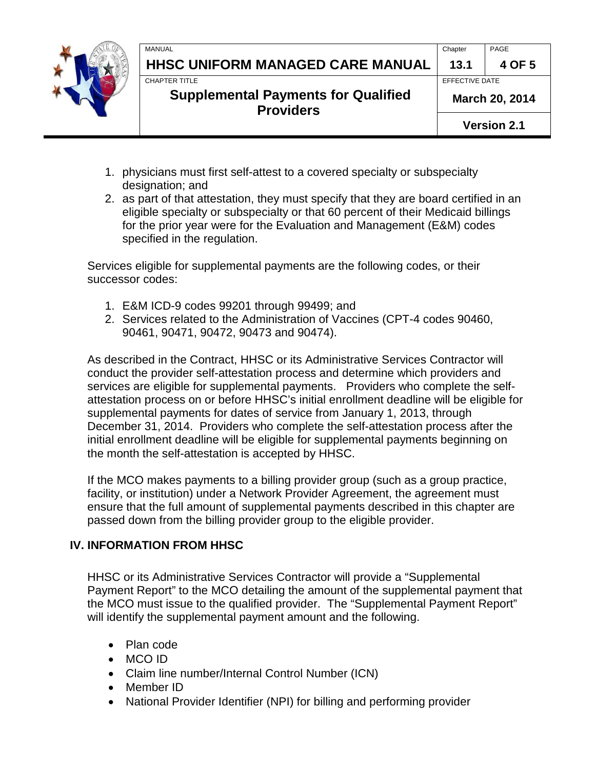1. physicians must first self-attest to a covered specialty or subspecialty designation; and
2. as part of that attestation, they must specify that they are board certified in an eligible specialty or subspecialty or that 60 percent of their Medicaid billings for the prior year were for the Evaluation and Management (E&M) codes specified in the regulation.

Services eligible for supplemental payments are the following codes, or their successor codes:

1. E&M ICD-9 codes 99201 through 99499; and
2. Services related to the Administration of Vaccines (CPT-4 codes 90460, 90461, 90471, 90472, 90473 and 90474).

As described in the Contract, HHSC or its Administrative Services Contractor will conduct the provider self-attestation process and determine which providers and services are eligible for supplemental payments. Providers who complete the self-attestation process on or before HHSC's initial enrollment deadline will be eligible for supplemental payments for dates of service from January 1, 2013, through December 31, 2014. Providers who complete the self-attestation process after the initial enrollment deadline will be eligible for supplemental payments beginning on the month the self-attestation is accepted by HHSC.

If the MCO makes payments to a billing provider group (such as a group practice, facility, or institution) under a Network Provider Agreement, the agreement must ensure that the full amount of supplemental payments described in this chapter are passed down from the billing provider group to the eligible provider.

## IV. INFORMATION FROM HHSC

HHSC or its Administrative Services Contractor will provide a "Supplemental Payment Report" to the MCO detailing the amount of the supplemental payment that the MCO must issue to the qualified provider. The "Supplemental Payment Report" will identify the supplemental payment amount and the following.

- Plan code
- MCO ID
- Claim line number/Internal Control Number (ICN)
- Member ID
- National Provider Identifier (NPI) for billing and performing provider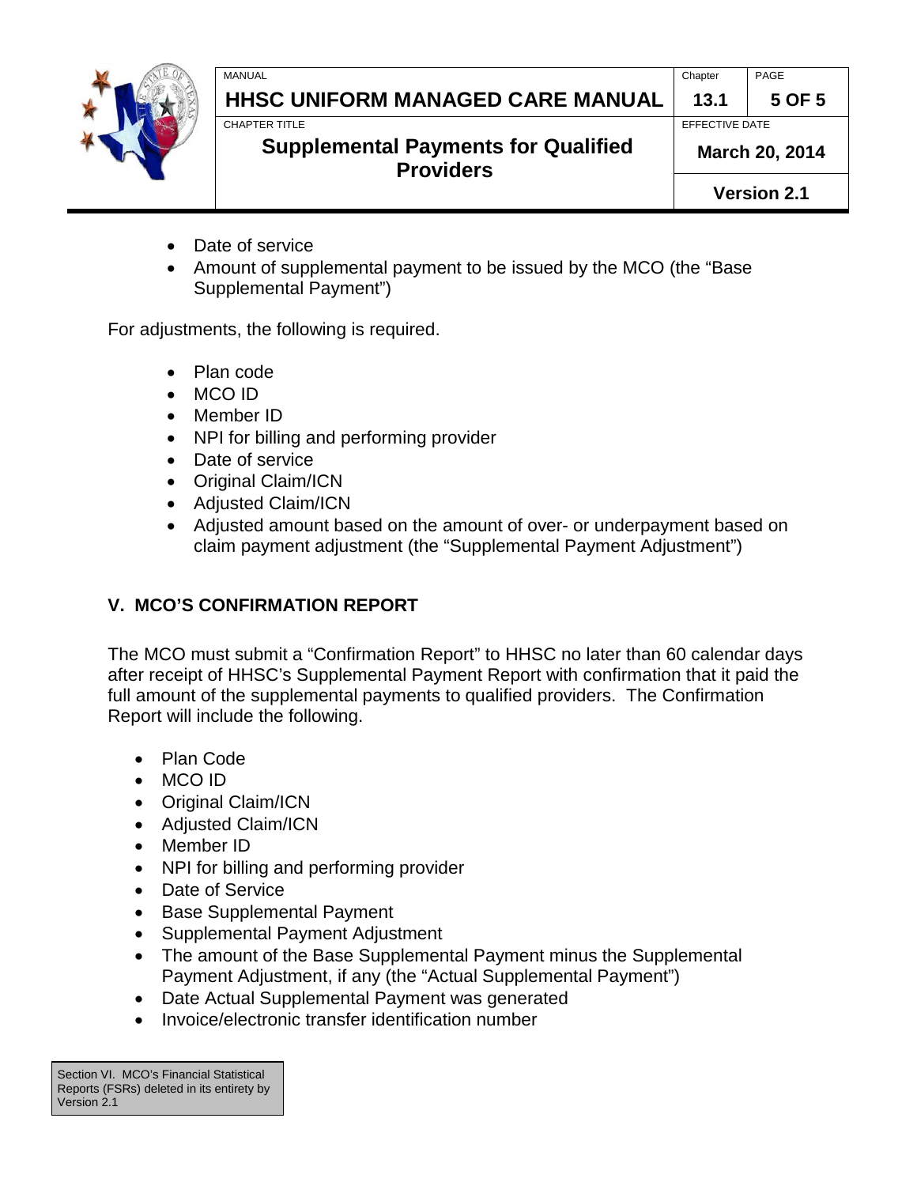- Date of service
- Amount of supplemental payment to be issued by the MCO (the "Base Supplemental Payment")

For adjustments, the following is required.

- Plan code
- MCO ID
- Member ID
- NPI for billing and performing provider
- Date of service
- Original Claim/ICN
- Adjusted Claim/ICN
- Adjusted amount based on the amount of over- or underpayment based on claim payment adjustment (the "Supplemental Payment Adjustment")

## V. MCO'S CONFIRMATION REPORT

The MCO must submit a "Confirmation Report" to HHSC no later than 60 calendar days after receipt of HHSC's Supplemental Payment Report with confirmation that it paid the full amount of the supplemental payments to qualified providers. The Confirmation Report will include the following.

- Plan Code
- MCO ID
- Original Claim/ICN
- Adjusted Claim/ICN
- Member ID
- NPI for billing and performing provider
- Date of Service
- Base Supplemental Payment
- Supplemental Payment Adjustment
- The amount of the Base Supplemental Payment minus the Supplemental Payment Adjustment, if any (the "Actual Supplemental Payment")
- Date Actual Supplemental Payment was generated
- Invoice/electronic transfer identification number

Section VI. MCO's Financial Statistical Reports (FSRs) deleted in its entirety by Version 2.1